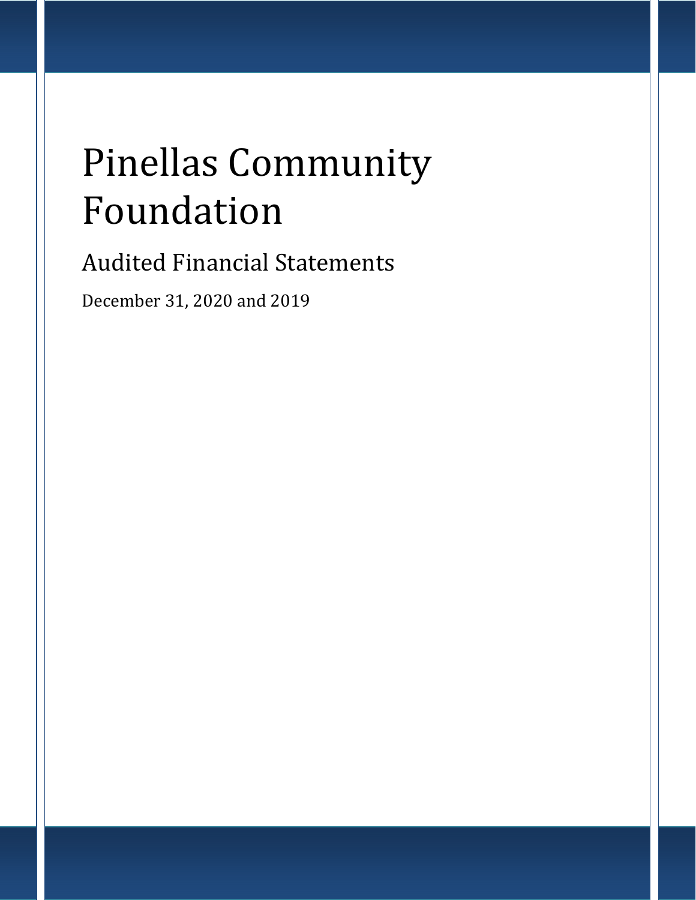# Pinellas Community Foundation

## Audited Financial Statements

December 31, 2020 and 2019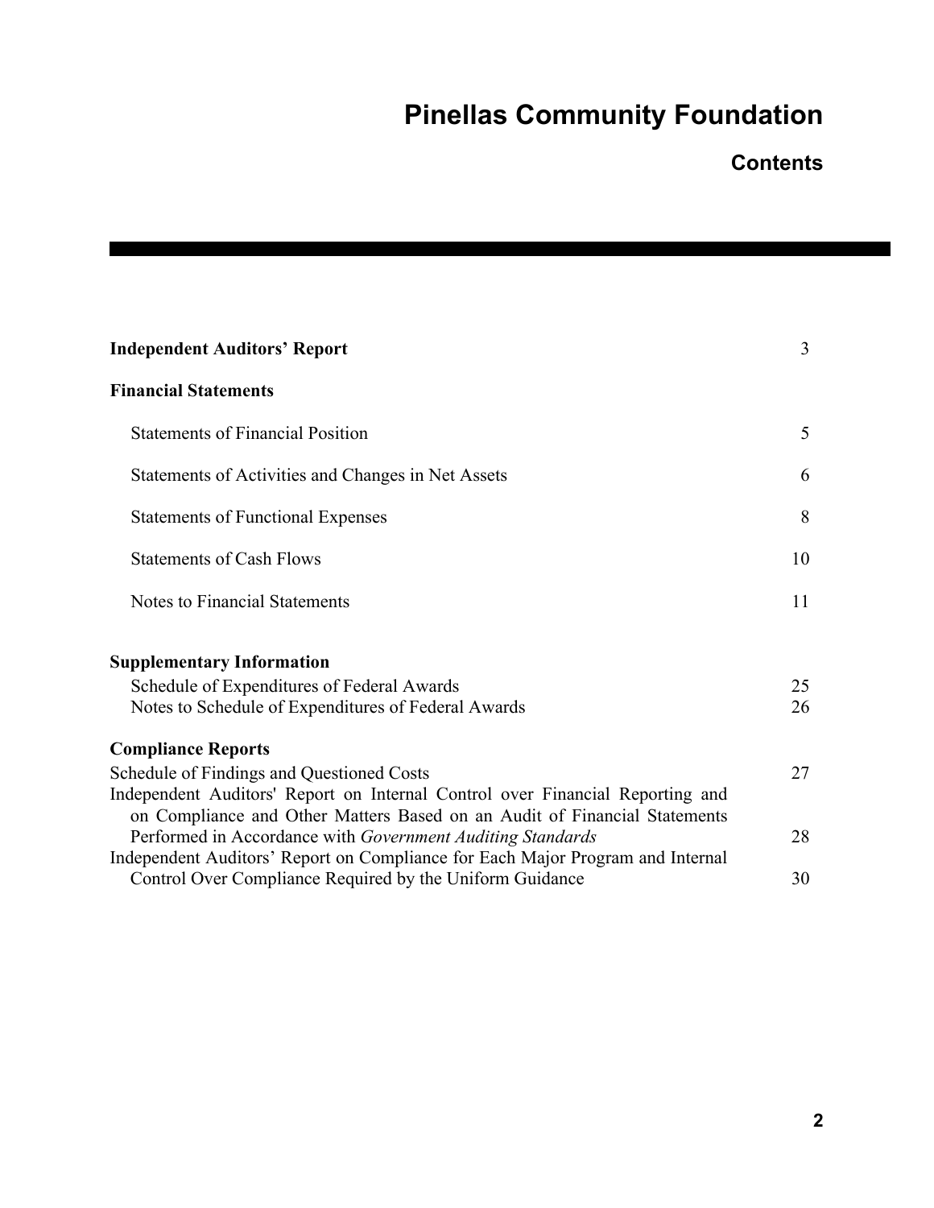# Pinellas Community Foundation

## Contents

| | |
|---|---|
| **Independent Auditors' Report** | 3 |
| **Financial Statements** | |
| Statements of Financial Position | 5 |
| Statements of Activities and Changes in Net Assets | 6 |
| Statements of Functional Expenses | 8 |
| Statements of Cash Flows | 10 |
| Notes to Financial Statements | 11 |
| **Supplementary Information** | |
| Schedule of Expenditures of Federal Awards | 25 |
| Notes to Schedule of Expenditures of Federal Awards | 26 |
| **Compliance Reports** | |
| Schedule of Findings and Questioned Costs | 27 |
| Independent Auditors' Report on Internal Control over Financial Reporting and on Compliance and Other Matters Based on an Audit of Financial Statements Performed in Accordance with *Government Auditing Standards* | 28 |
| Independent Auditors' Report on Compliance for Each Major Program and Internal Control Over Compliance Required by the Uniform Guidance | 30 |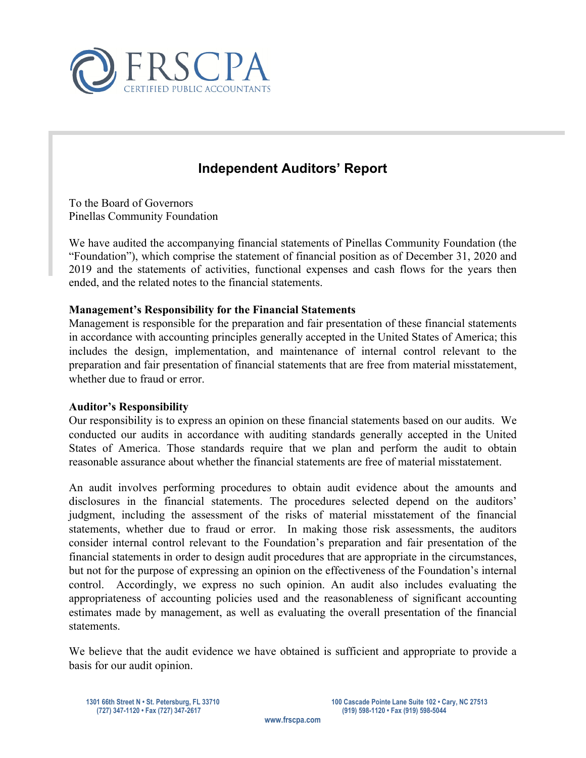FRSCPA
CERTIFIED PUBLIC ACCOUNTANTS

# Independent Auditors' Report

To the Board of Governors
Pinellas Community Foundation

We have audited the accompanying financial statements of Pinellas Community Foundation (the "Foundation"), which comprise the statement of financial position as of December 31, 2020 and 2019 and the statements of activities, functional expenses and cash flows for the years then ended, and the related notes to the financial statements.

**Management's Responsibility for the Financial Statements**
Management is responsible for the preparation and fair presentation of these financial statements in accordance with accounting principles generally accepted in the United States of America; this includes the design, implementation, and maintenance of internal control relevant to the preparation and fair presentation of financial statements that are free from material misstatement, whether due to fraud or error.

**Auditor's Responsibility**
Our responsibility is to express an opinion on these financial statements based on our audits. We conducted our audits in accordance with auditing standards generally accepted in the United States of America. Those standards require that we plan and perform the audit to obtain reasonable assurance about whether the financial statements are free of material misstatement.

An audit involves performing procedures to obtain audit evidence about the amounts and disclosures in the financial statements. The procedures selected depend on the auditors' judgment, including the assessment of the risks of material misstatement of the financial statements, whether due to fraud or error. In making those risk assessments, the auditors consider internal control relevant to the Foundation's preparation and fair presentation of the financial statements in order to design audit procedures that are appropriate in the circumstances, but not for the purpose of expressing an opinion on the effectiveness of the Foundation's internal control. Accordingly, we express no such opinion. An audit also includes evaluating the appropriateness of accounting policies used and the reasonableness of significant accounting estimates made by management, as well as evaluating the overall presentation of the financial statements.

We believe that the audit evidence we have obtained is sufficient and appropriate to provide a basis for our audit opinion.

1301 66th Street N • St. Petersburg, FL 33710
(727) 347-1120 • Fax (727) 347-2617

100 Cascade Pointe Lane Suite 102 • Cary, NC 27513
(919) 598-1120 • Fax (919) 598-5044

www.frscpa.com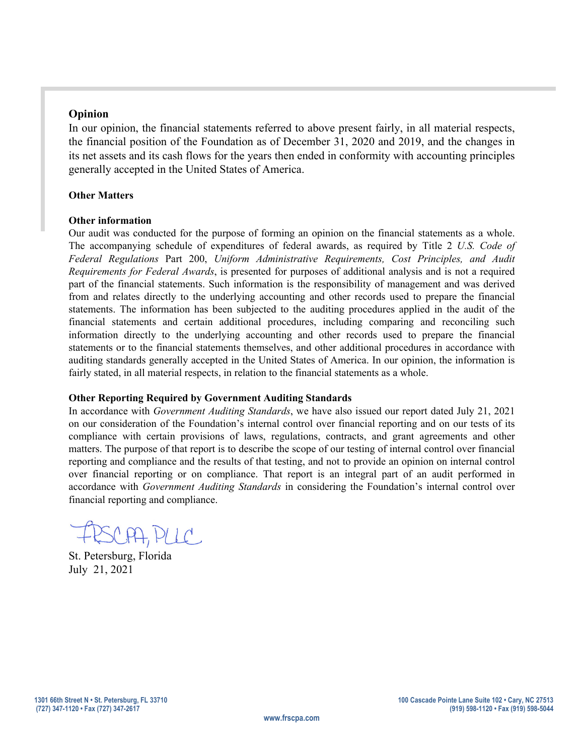**Opinion**

In our opinion, the financial statements referred to above present fairly, in all material respects, the financial position of the Foundation as of December 31, 2020 and 2019, and the changes in its net assets and its cash flows for the years then ended in conformity with accounting principles generally accepted in the United States of America.

**Other Matters**

**Other information**

Our audit was conducted for the purpose of forming an opinion on the financial statements as a whole. The accompanying schedule of expenditures of federal awards, as required by Title 2 *U.S. Code of Federal Regulations* Part 200, *Uniform Administrative Requirements, Cost Principles, and Audit Requirements for Federal Awards*, is presented for purposes of additional analysis and is not a required part of the financial statements. Such information is the responsibility of management and was derived from and relates directly to the underlying accounting and other records used to prepare the financial statements. The information has been subjected to the auditing procedures applied in the audit of the financial statements and certain additional procedures, including comparing and reconciling such information directly to the underlying accounting and other records used to prepare the financial statements or to the financial statements themselves, and other additional procedures in accordance with auditing standards generally accepted in the United States of America. In our opinion, the information is fairly stated, in all material respects, in relation to the financial statements as a whole.

**Other Reporting Required by Government Auditing Standards**

In accordance with *Government Auditing Standards*, we have also issued our report dated July 21, 2021 on our consideration of the Foundation's internal control over financial reporting and on our tests of its compliance with certain provisions of laws, regulations, contracts, and grant agreements and other matters. The purpose of that report is to describe the scope of our testing of internal control over financial reporting and compliance and the results of that testing, and not to provide an opinion on internal control over financial reporting or on compliance. That report is an integral part of an audit performed in accordance with *Government Auditing Standards* in considering the Foundation's internal control over financial reporting and compliance.

FRSCPA, PLLC

St. Petersburg, Florida
July 21, 2021

1301 66th Street N • St. Petersburg, FL 33710
(727) 347-1120 • Fax (727) 347-2617

100 Cascade Pointe Lane Suite 102 • Cary, NC 27513
(919) 598-1120 • Fax (919) 598-5044

www.frscpa.com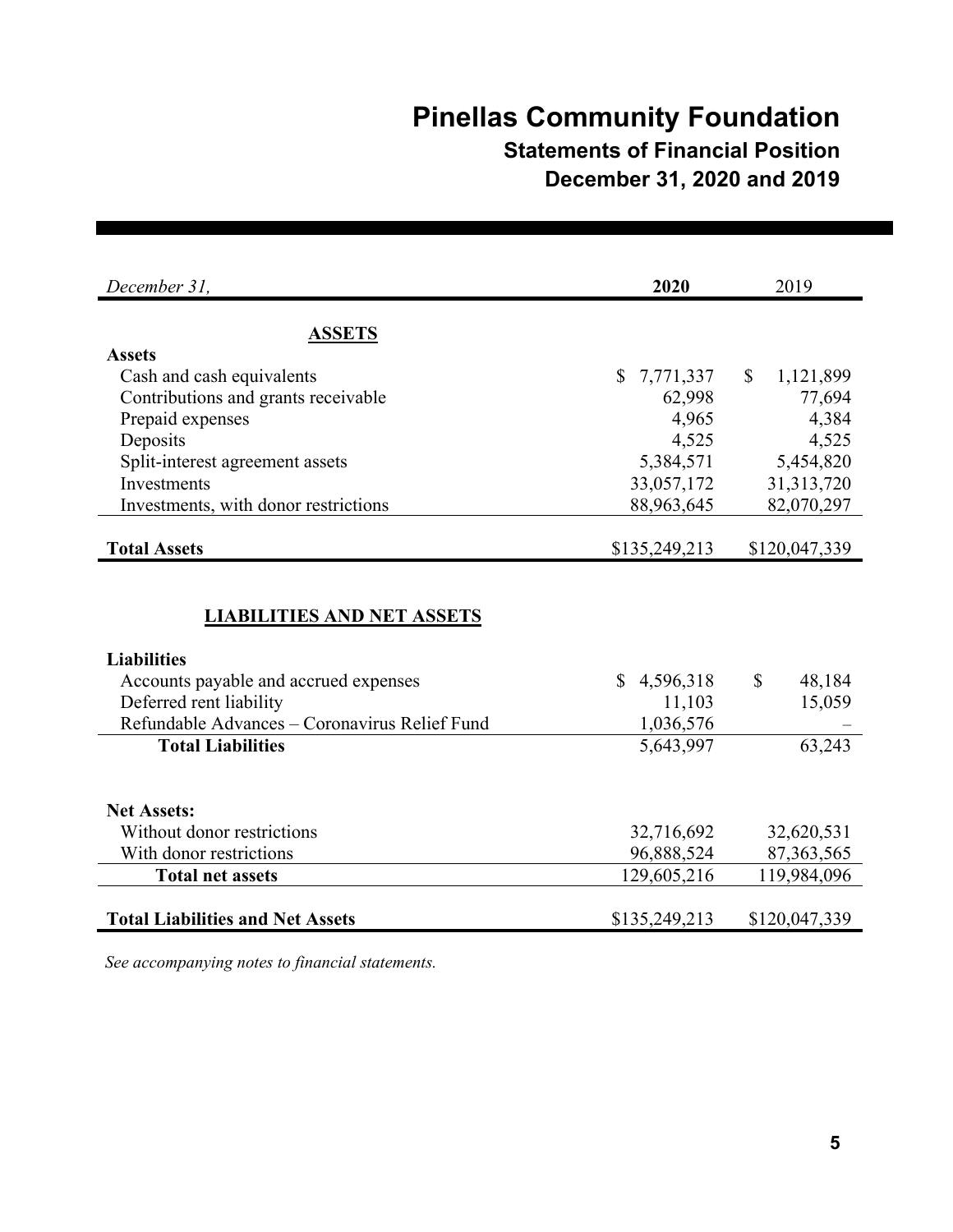# Pinellas Community Foundation

## Statements of Financial Position

## December 31, 2020 and 2019

| *December 31,* | **2020** | 2019 |
|---|---|---|
| **ASSETS** | | |
| **Assets** | | |
| Cash and cash equivalents | $ 7,771,337 | $ 1,121,899 |
| Contributions and grants receivable | 62,998 | 77,694 |
| Prepaid expenses | 4,965 | 4,384 |
| Deposits | 4,525 | 4,525 |
| Split-interest agreement assets | 5,384,571 | 5,454,820 |
| Investments | 33,057,172 | 31,313,720 |
| Investments, with donor restrictions | 88,963,645 | 82,070,297 |
| **Total Assets** | $135,249,213 | $120,047,339 |
| **LIABILITIES AND NET ASSETS** | | |
| **Liabilities** | | |
| Accounts payable and accrued expenses | $ 4,596,318 | $ 48,184 |
| Deferred rent liability | 11,103 | 15,059 |
| Refundable Advances – Coronavirus Relief Fund | 1,036,576 | – |
| **Total Liabilities** | 5,643,997 | 63,243 |
| **Net Assets:** | | |
| Without donor restrictions | 32,716,692 | 32,620,531 |
| With donor restrictions | 96,888,524 | 87,363,565 |
| **Total net assets** | 129,605,216 | 119,984,096 |
| **Total Liabilities and Net Assets** | $135,249,213 | $120,047,339 |

*See accompanying notes to financial statements.*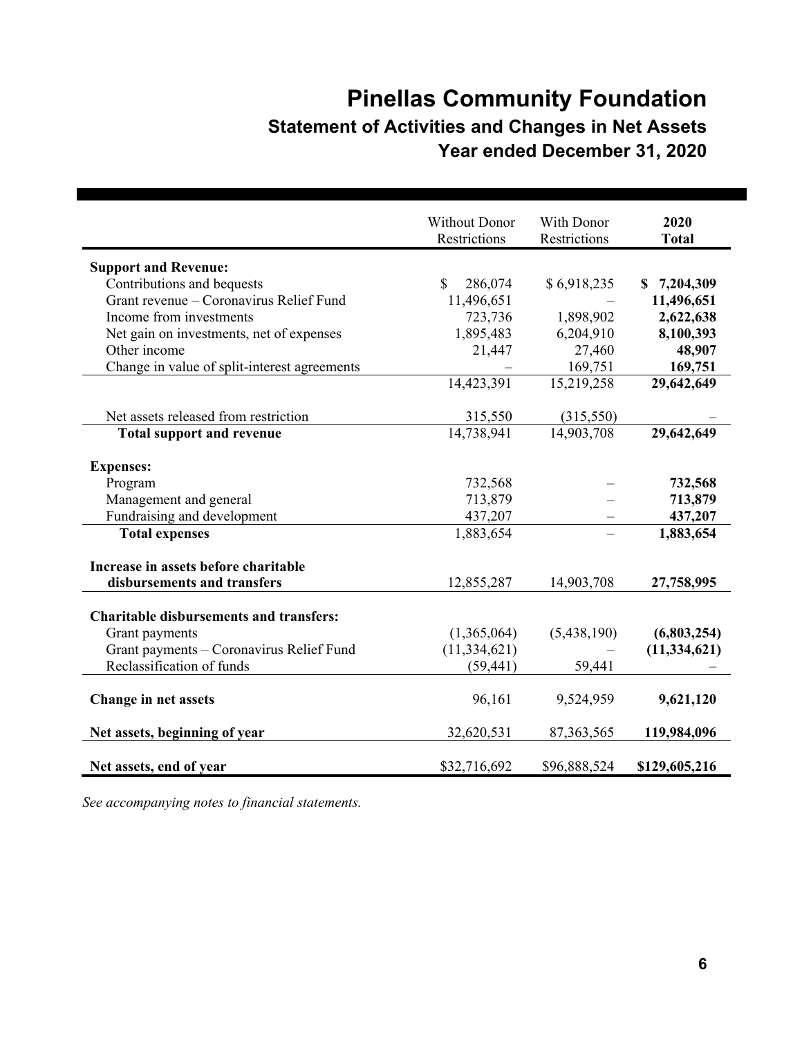# Pinellas Community Foundation

## Statement of Activities and Changes in Net Assets

## Year ended December 31, 2020

| | Without Donor Restrictions | With Donor Restrictions | 2020 Total |
|---|---|---|---|
| **Support and Revenue:** | | | |
| Contributions and bequests | $ 286,074 | $ 6,918,235 | **$ 7,204,309** |
| Grant revenue – Coronavirus Relief Fund | 11,496,651 | – | **11,496,651** |
| Income from investments | 723,736 | 1,898,902 | **2,622,638** |
| Net gain on investments, net of expenses | 1,895,483 | 6,204,910 | **8,100,393** |
| Other income | 21,447 | 27,460 | **48,907** |
| Change in value of split-interest agreements | – | 169,751 | **169,751** |
| | 14,423,391 | 15,219,258 | **29,642,649** |
| Net assets released from restriction | 315,550 | (315,550) | – |
| **Total support and revenue** | 14,738,941 | 14,903,708 | **29,642,649** |
| **Expenses:** | | | |
| Program | 732,568 | – | **732,568** |
| Management and general | 713,879 | – | **713,879** |
| Fundraising and development | 437,207 | – | **437,207** |
| **Total expenses** | 1,883,654 | – | **1,883,654** |
| **Increase in assets before charitable disbursements and transfers** | 12,855,287 | 14,903,708 | **27,758,995** |
| **Charitable disbursements and transfers:** | | | |
| Grant payments | (1,365,064) | (5,438,190) | **(6,803,254)** |
| Grant payments – Coronavirus Relief Fund | (11,334,621) | – | **(11,334,621)** |
| Reclassification of funds | (59,441) | 59,441 | – |
| **Change in net assets** | 96,161 | 9,524,959 | **9,621,120** |
| **Net assets, beginning of year** | 32,620,531 | 87,363,565 | **119,984,096** |
| **Net assets, end of year** | $32,716,692 | $96,888,524 | **$129,605,216** |

*See accompanying notes to financial statements.*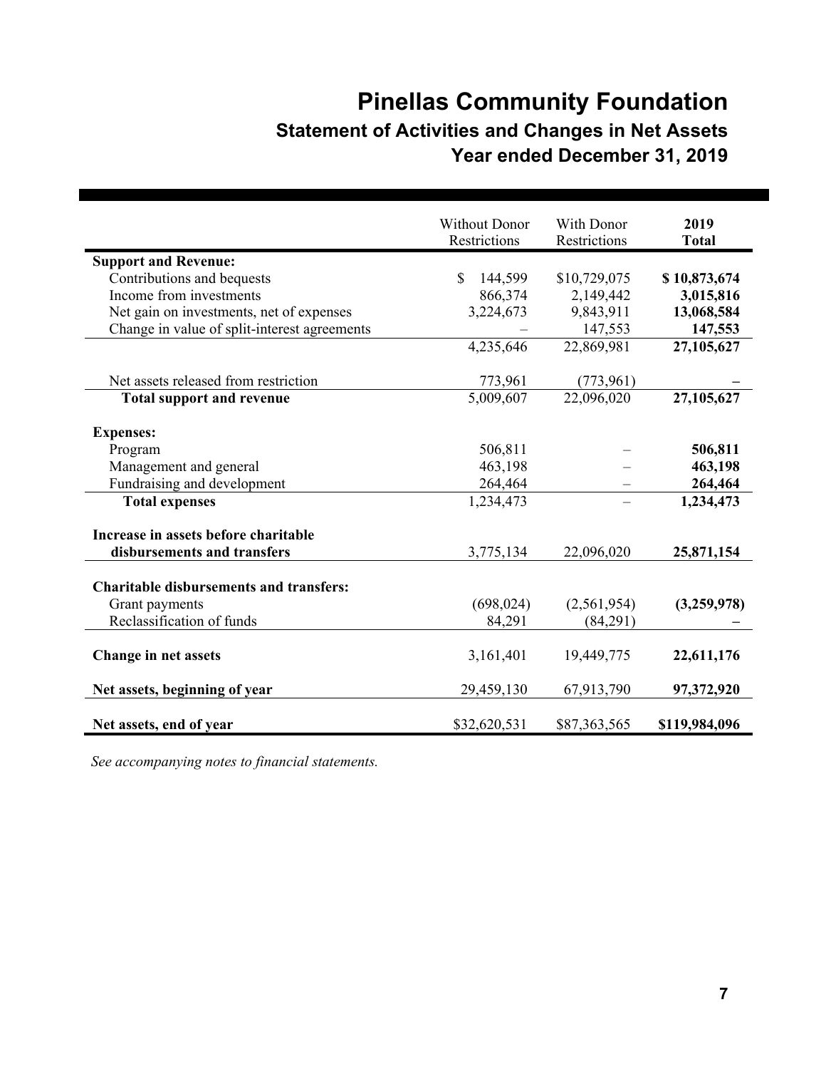# Pinellas Community Foundation

## Statement of Activities and Changes in Net Assets

### Year ended December 31, 2019

| | Without Donor Restrictions | With Donor Restrictions | 2019 Total |
|---|---|---|---|
| **Support and Revenue:** | | | |
| Contributions and bequests | $ 144,599 | $10,729,075 | **$ 10,873,674** |
| Income from investments | 866,374 | 2,149,442 | **3,015,816** |
| Net gain on investments, net of expenses | 3,224,673 | 9,843,911 | **13,068,584** |
| Change in value of split-interest agreements | – | 147,553 | **147,553** |
| | 4,235,646 | 22,869,981 | **27,105,627** |
| Net assets released from restriction | 773,961 | (773,961) | **–** |
| **Total support and revenue** | 5,009,607 | 22,096,020 | **27,105,627** |
| **Expenses:** | | | |
| Program | 506,811 | – | **506,811** |
| Management and general | 463,198 | – | **463,198** |
| Fundraising and development | 264,464 | – | **264,464** |
| **Total expenses** | 1,234,473 | – | **1,234,473** |
| **Increase in assets before charitable disbursements and transfers** | 3,775,134 | 22,096,020 | **25,871,154** |
| **Charitable disbursements and transfers:** | | | |
| Grant payments | (698,024) | (2,561,954) | **(3,259,978)** |
| Reclassification of funds | 84,291 | (84,291) | **–** |
| **Change in net assets** | 3,161,401 | 19,449,775 | **22,611,176** |
| **Net assets, beginning of year** | 29,459,130 | 67,913,790 | **97,372,920** |
| **Net assets, end of year** | $32,620,531 | $87,363,565 | **$119,984,096** |

*See accompanying notes to financial statements.*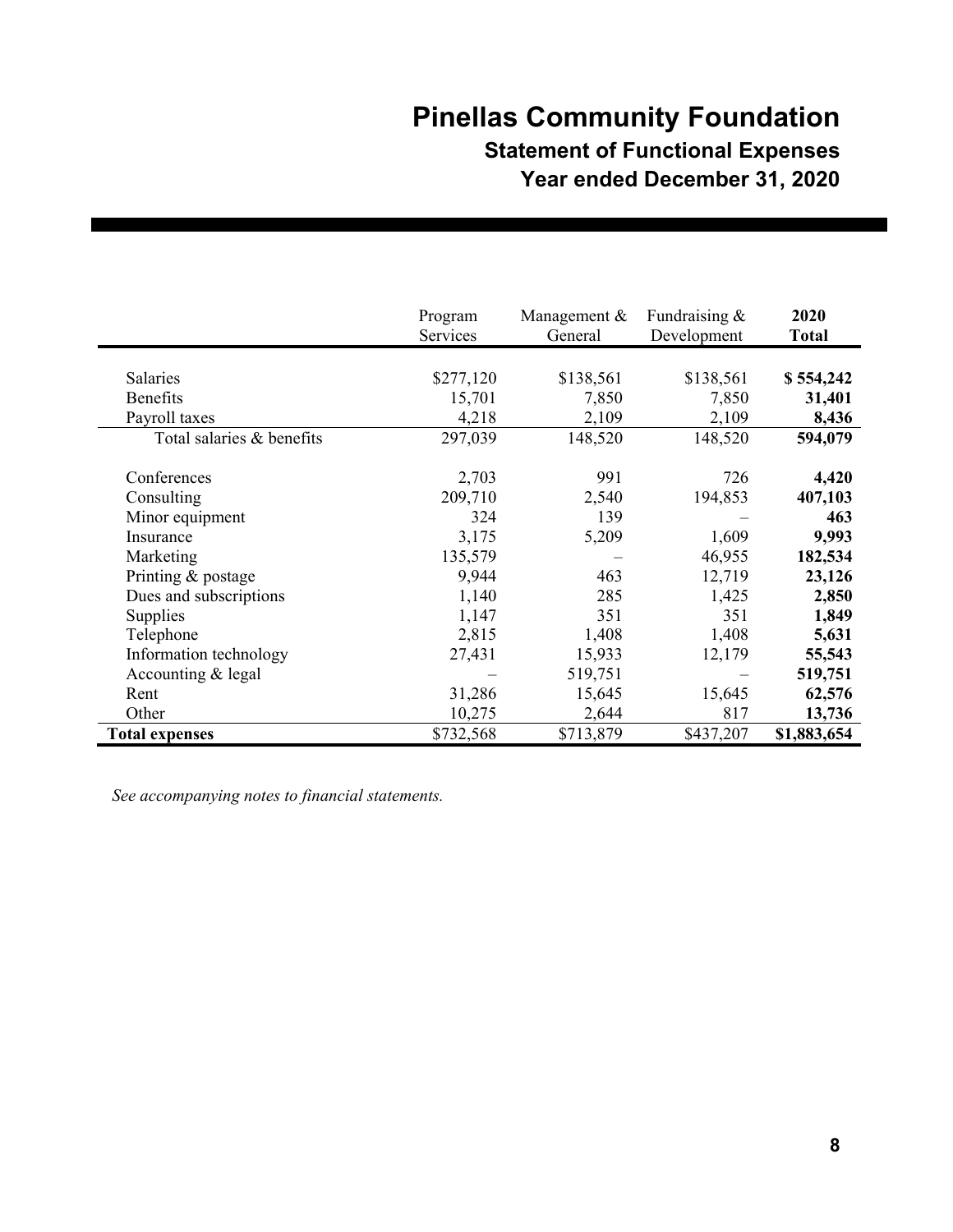# Pinellas Community Foundation

## Statement of Functional Expenses

## Year ended December 31, 2020

| | Program Services | Management & General | Fundraising & Development | **2020 Total** |
|---|---|---|---|---|
| Salaries | $277,120 | $138,561 | $138,561 | **$ 554,242** |
| Benefits | 15,701 | 7,850 | 7,850 | **31,401** |
| Payroll taxes | 4,218 | 2,109 | 2,109 | **8,436** |
| Total salaries & benefits | 297,039 | 148,520 | 148,520 | **594,079** |
| Conferences | 2,703 | 991 | 726 | **4,420** |
| Consulting | 209,710 | 2,540 | 194,853 | **407,103** |
| Minor equipment | 324 | 139 | – | **463** |
| Insurance | 3,175 | 5,209 | 1,609 | **9,993** |
| Marketing | 135,579 | – | 46,955 | **182,534** |
| Printing & postage | 9,944 | 463 | 12,719 | **23,126** |
| Dues and subscriptions | 1,140 | 285 | 1,425 | **2,850** |
| Supplies | 1,147 | 351 | 351 | **1,849** |
| Telephone | 2,815 | 1,408 | 1,408 | **5,631** |
| Information technology | 27,431 | 15,933 | 12,179 | **55,543** |
| Accounting & legal | – | 519,751 | – | **519,751** |
| Rent | 31,286 | 15,645 | 15,645 | **62,576** |
| Other | 10,275 | 2,644 | 817 | **13,736** |
| **Total expenses** | $732,568 | $713,879 | $437,207 | **$1,883,654** |

*See accompanying notes to financial statements.*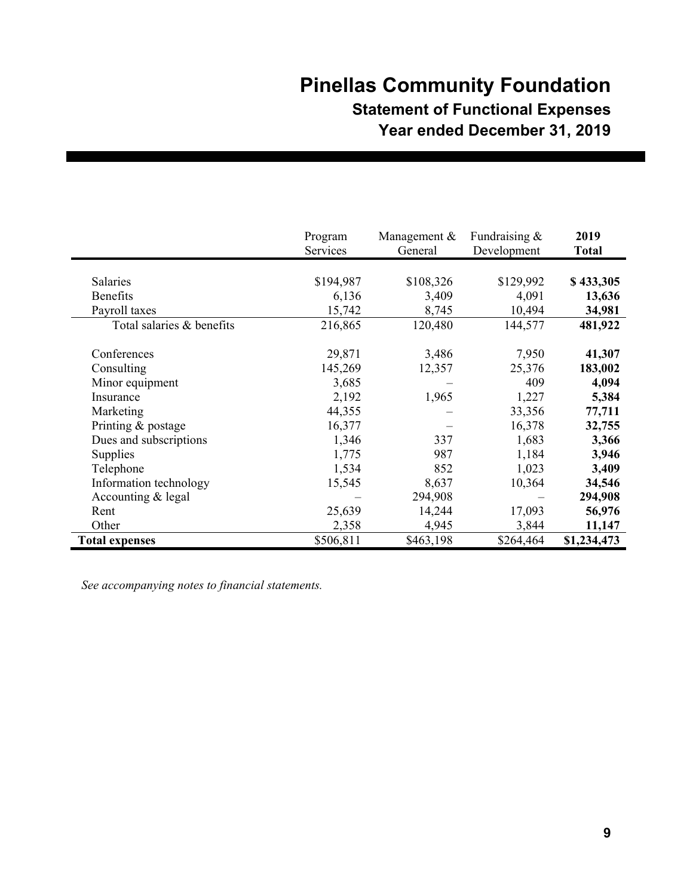# Pinellas Community Foundation

## Statement of Functional Expenses

## Year ended December 31, 2019

| | Program Services | Management & General | Fundraising & Development | **2019 Total** |
|---|---|---|---|---|
| Salaries | $194,987 | $108,326 | $129,992 | **$ 433,305** |
| Benefits | 6,136 | 3,409 | 4,091 | **13,636** |
| Payroll taxes | 15,742 | 8,745 | 10,494 | **34,981** |
| Total salaries & benefits | 216,865 | 120,480 | 144,577 | **481,922** |
| Conferences | 29,871 | 3,486 | 7,950 | **41,307** |
| Consulting | 145,269 | 12,357 | 25,376 | **183,002** |
| Minor equipment | 3,685 | – | 409 | **4,094** |
| Insurance | 2,192 | 1,965 | 1,227 | **5,384** |
| Marketing | 44,355 | – | 33,356 | **77,711** |
| Printing & postage | 16,377 | – | 16,378 | **32,755** |
| Dues and subscriptions | 1,346 | 337 | 1,683 | **3,366** |
| Supplies | 1,775 | 987 | 1,184 | **3,946** |
| Telephone | 1,534 | 852 | 1,023 | **3,409** |
| Information technology | 15,545 | 8,637 | 10,364 | **34,546** |
| Accounting & legal | – | 294,908 | – | **294,908** |
| Rent | 25,639 | 14,244 | 17,093 | **56,976** |
| Other | 2,358 | 4,945 | 3,844 | **11,147** |
| **Total expenses** | $506,811 | $463,198 | $264,464 | **$1,234,473** |

*See accompanying notes to financial statements.*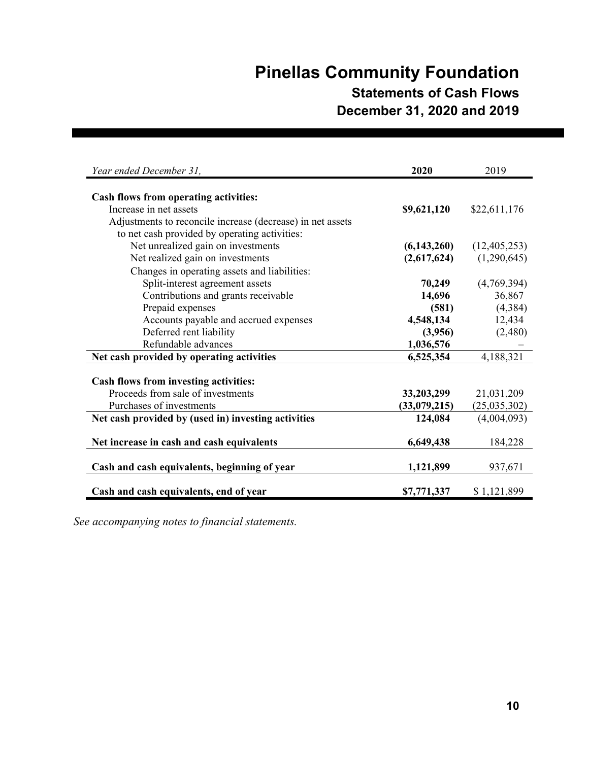# Pinellas Community Foundation

## Statements of Cash Flows

## December 31, 2020 and 2019

| *Year ended December 31,* | **2020** | 2019 |
|---|---|---|
| **Cash flows from operating activities:** | | |
| Increase in net assets | **$9,621,120** | $22,611,176 |
| Adjustments to reconcile increase (decrease) in net assets to net cash provided by operating activities: | | |
| Net unrealized gain on investments | **(6,143,260)** | (12,405,253) |
| Net realized gain on investments | **(2,617,624)** | (1,290,645) |
| Changes in operating assets and liabilities: | | |
| Split-interest agreement assets | **70,249** | (4,769,394) |
| Contributions and grants receivable | **14,696** | 36,867 |
| Prepaid expenses | **(581)** | (4,384) |
| Accounts payable and accrued expenses | **4,548,134** | 12,434 |
| Deferred rent liability | **(3,956)** | (2,480) |
| Refundable advances | **1,036,576** | – |
| **Net cash provided by operating activities** | **6,525,354** | 4,188,321 |
| **Cash flows from investing activities:** | | |
| Proceeds from sale of investments | **33,203,299** | 21,031,209 |
| Purchases of investments | **(33,079,215)** | (25,035,302) |
| **Net cash provided by (used in) investing activities** | **124,084** | (4,004,093) |
| **Net increase in cash and cash equivalents** | **6,649,438** | 184,228 |
| **Cash and cash equivalents, beginning of year** | **1,121,899** | 937,671 |
| **Cash and cash equivalents, end of year** | **$7,771,337** | $ 1,121,899 |

*See accompanying notes to financial statements.*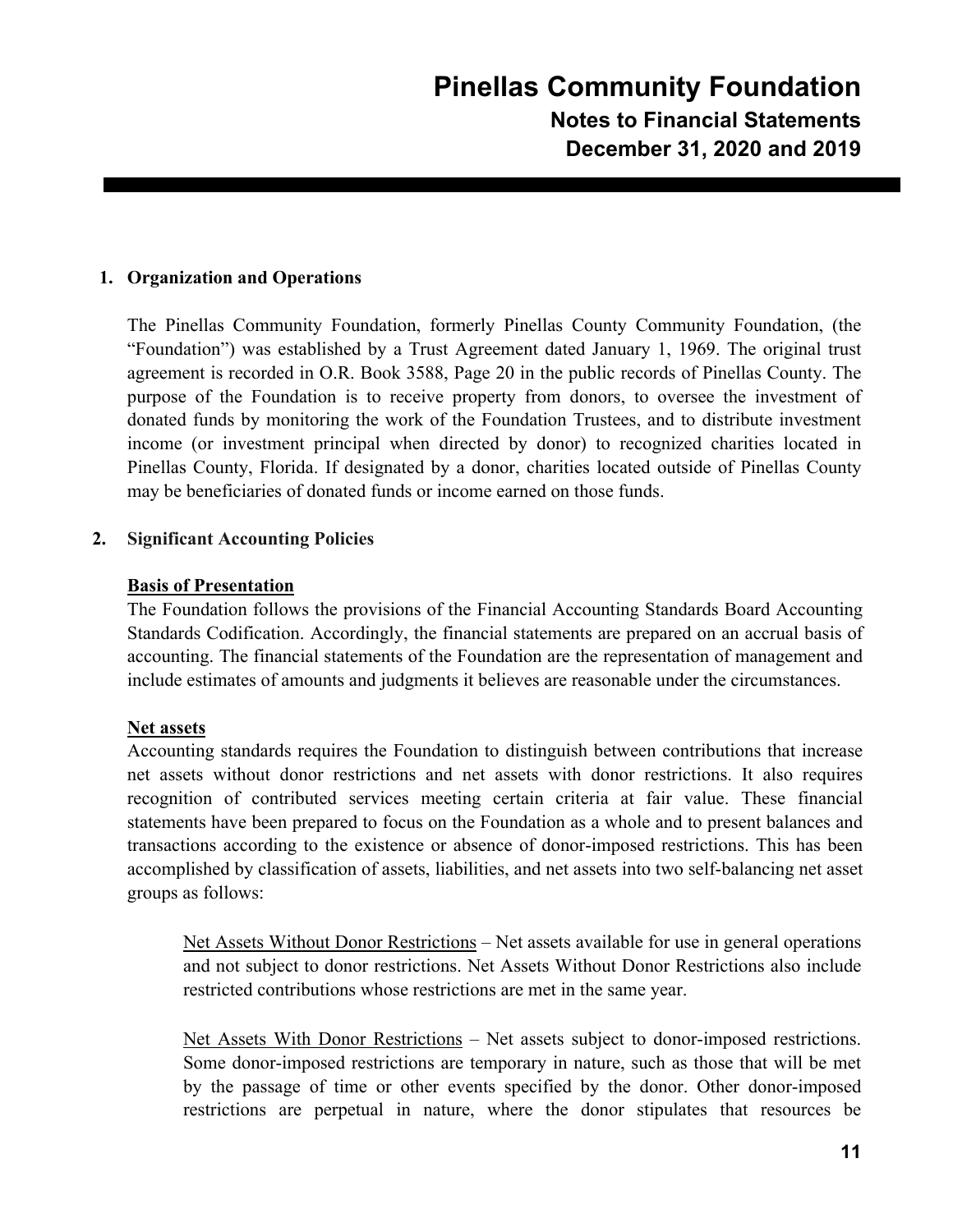# Pinellas Community Foundation

## Notes to Financial Statements

## December 31, 2020 and 2019

**1. Organization and Operations**

The Pinellas Community Foundation, formerly Pinellas County Community Foundation, (the "Foundation") was established by a Trust Agreement dated January 1, 1969. The original trust agreement is recorded in O.R. Book 3588, Page 20 in the public records of Pinellas County. The purpose of the Foundation is to receive property from donors, to oversee the investment of donated funds by monitoring the work of the Foundation Trustees, and to distribute investment income (or investment principal when directed by donor) to recognized charities located in Pinellas County, Florida. If designated by a donor, charities located outside of Pinellas County may be beneficiaries of donated funds or income earned on those funds.

**2. Significant Accounting Policies**

**Basis of Presentation**

The Foundation follows the provisions of the Financial Accounting Standards Board Accounting Standards Codification. Accordingly, the financial statements are prepared on an accrual basis of accounting. The financial statements of the Foundation are the representation of management and include estimates of amounts and judgments it believes are reasonable under the circumstances.

**Net assets**

Accounting standards requires the Foundation to distinguish between contributions that increase net assets without donor restrictions and net assets with donor restrictions. It also requires recognition of contributed services meeting certain criteria at fair value. These financial statements have been prepared to focus on the Foundation as a whole and to present balances and transactions according to the existence or absence of donor-imposed restrictions. This has been accomplished by classification of assets, liabilities, and net assets into two self-balancing net asset groups as follows:

Net Assets Without Donor Restrictions – Net assets available for use in general operations and not subject to donor restrictions. Net Assets Without Donor Restrictions also include restricted contributions whose restrictions are met in the same year.

Net Assets With Donor Restrictions – Net assets subject to donor-imposed restrictions. Some donor-imposed restrictions are temporary in nature, such as those that will be met by the passage of time or other events specified by the donor. Other donor-imposed restrictions are perpetual in nature, where the donor stipulates that resources be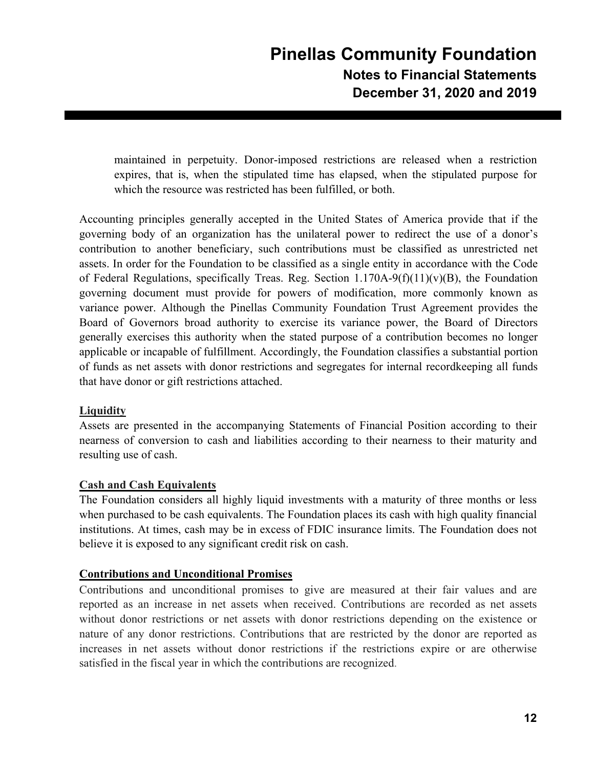maintained in perpetuity. Donor-imposed restrictions are released when a restriction expires, that is, when the stipulated time has elapsed, when the stipulated purpose for which the resource was restricted has been fulfilled, or both.

Accounting principles generally accepted in the United States of America provide that if the governing body of an organization has the unilateral power to redirect the use of a donor's contribution to another beneficiary, such contributions must be classified as unrestricted net assets. In order for the Foundation to be classified as a single entity in accordance with the Code of Federal Regulations, specifically Treas. Reg. Section 1.170A-9(f)(11)(v)(B), the Foundation governing document must provide for powers of modification, more commonly known as variance power. Although the Pinellas Community Foundation Trust Agreement provides the Board of Governors broad authority to exercise its variance power, the Board of Directors generally exercises this authority when the stated purpose of a contribution becomes no longer applicable or incapable of fulfillment. Accordingly, the Foundation classifies a substantial portion of funds as net assets with donor restrictions and segregates for internal recordkeeping all funds that have donor or gift restrictions attached.

**Liquidity**

Assets are presented in the accompanying Statements of Financial Position according to their nearness of conversion to cash and liabilities according to their nearness to their maturity and resulting use of cash.

**Cash and Cash Equivalents**

The Foundation considers all highly liquid investments with a maturity of three months or less when purchased to be cash equivalents. The Foundation places its cash with high quality financial institutions. At times, cash may be in excess of FDIC insurance limits. The Foundation does not believe it is exposed to any significant credit risk on cash.

**Contributions and Unconditional Promises**

Contributions and unconditional promises to give are measured at their fair values and are reported as an increase in net assets when received. Contributions are recorded as net assets without donor restrictions or net assets with donor restrictions depending on the existence or nature of any donor restrictions. Contributions that are restricted by the donor are reported as increases in net assets without donor restrictions if the restrictions expire or are otherwise satisfied in the fiscal year in which the contributions are recognized.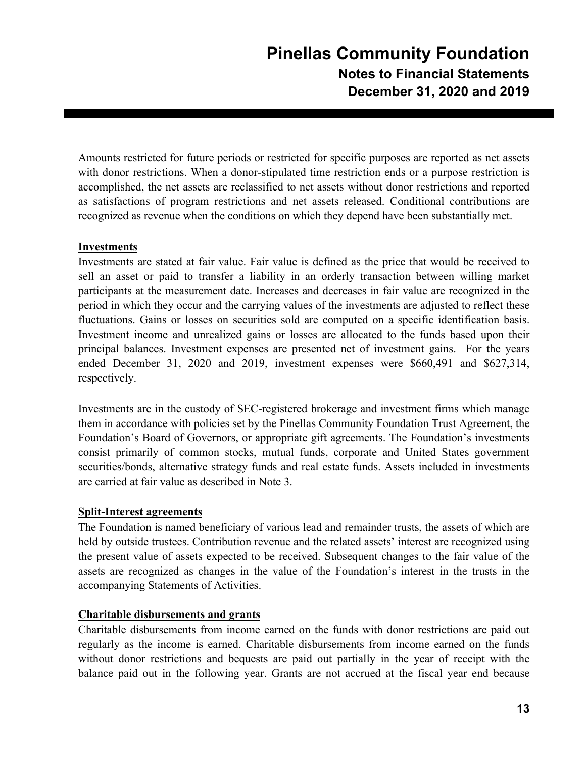Amounts restricted for future periods or restricted for specific purposes are reported as net assets with donor restrictions. When a donor-stipulated time restriction ends or a purpose restriction is accomplished, the net assets are reclassified to net assets without donor restrictions and reported as satisfactions of program restrictions and net assets released. Conditional contributions are recognized as revenue when the conditions on which they depend have been substantially met.

**Investments**

Investments are stated at fair value. Fair value is defined as the price that would be received to sell an asset or paid to transfer a liability in an orderly transaction between willing market participants at the measurement date. Increases and decreases in fair value are recognized in the period in which they occur and the carrying values of the investments are adjusted to reflect these fluctuations. Gains or losses on securities sold are computed on a specific identification basis. Investment income and unrealized gains or losses are allocated to the funds based upon their principal balances. Investment expenses are presented net of investment gains. For the years ended December 31, 2020 and 2019, investment expenses were $660,491 and $627,314, respectively.

Investments are in the custody of SEC-registered brokerage and investment firms which manage them in accordance with policies set by the Pinellas Community Foundation Trust Agreement, the Foundation's Board of Governors, or appropriate gift agreements. The Foundation's investments consist primarily of common stocks, mutual funds, corporate and United States government securities/bonds, alternative strategy funds and real estate funds. Assets included in investments are carried at fair value as described in Note 3.

**Split-Interest agreements**

The Foundation is named beneficiary of various lead and remainder trusts, the assets of which are held by outside trustees. Contribution revenue and the related assets' interest are recognized using the present value of assets expected to be received. Subsequent changes to the fair value of the assets are recognized as changes in the value of the Foundation's interest in the trusts in the accompanying Statements of Activities.

**Charitable disbursements and grants**

Charitable disbursements from income earned on the funds with donor restrictions are paid out regularly as the income is earned. Charitable disbursements from income earned on the funds without donor restrictions and bequests are paid out partially in the year of receipt with the balance paid out in the following year. Grants are not accrued at the fiscal year end because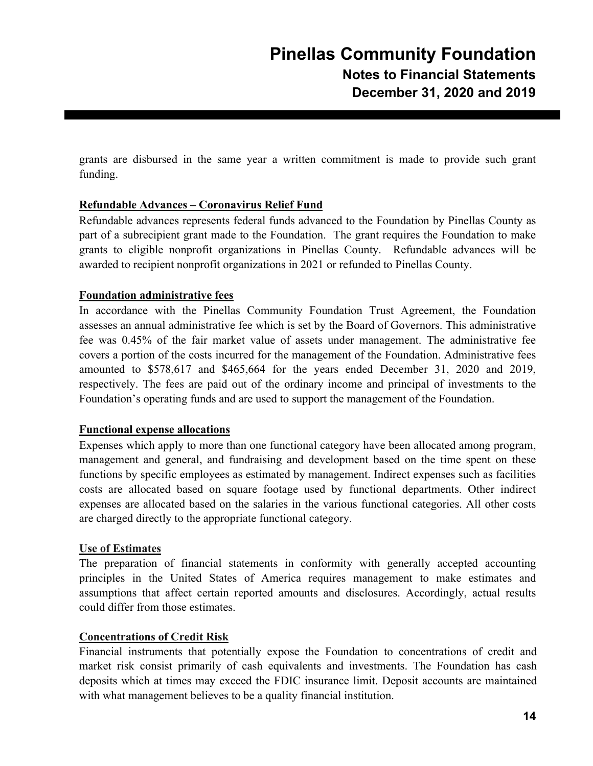grants are disbursed in the same year a written commitment is made to provide such grant funding.

**Refundable Advances – Coronavirus Relief Fund**

Refundable advances represents federal funds advanced to the Foundation by Pinellas County as part of a subrecipient grant made to the Foundation. The grant requires the Foundation to make grants to eligible nonprofit organizations in Pinellas County. Refundable advances will be awarded to recipient nonprofit organizations in 2021 or refunded to Pinellas County.

**Foundation administrative fees**

In accordance with the Pinellas Community Foundation Trust Agreement, the Foundation assesses an annual administrative fee which is set by the Board of Governors. This administrative fee was 0.45% of the fair market value of assets under management. The administrative fee covers a portion of the costs incurred for the management of the Foundation. Administrative fees amounted to $578,617 and $465,664 for the years ended December 31, 2020 and 2019, respectively. The fees are paid out of the ordinary income and principal of investments to the Foundation's operating funds and are used to support the management of the Foundation.

**Functional expense allocations**

Expenses which apply to more than one functional category have been allocated among program, management and general, and fundraising and development based on the time spent on these functions by specific employees as estimated by management. Indirect expenses such as facilities costs are allocated based on square footage used by functional departments. Other indirect expenses are allocated based on the salaries in the various functional categories. All other costs are charged directly to the appropriate functional category.

**Use of Estimates**

The preparation of financial statements in conformity with generally accepted accounting principles in the United States of America requires management to make estimates and assumptions that affect certain reported amounts and disclosures. Accordingly, actual results could differ from those estimates.

**Concentrations of Credit Risk**

Financial instruments that potentially expose the Foundation to concentrations of credit and market risk consist primarily of cash equivalents and investments. The Foundation has cash deposits which at times may exceed the FDIC insurance limit. Deposit accounts are maintained with what management believes to be a quality financial institution.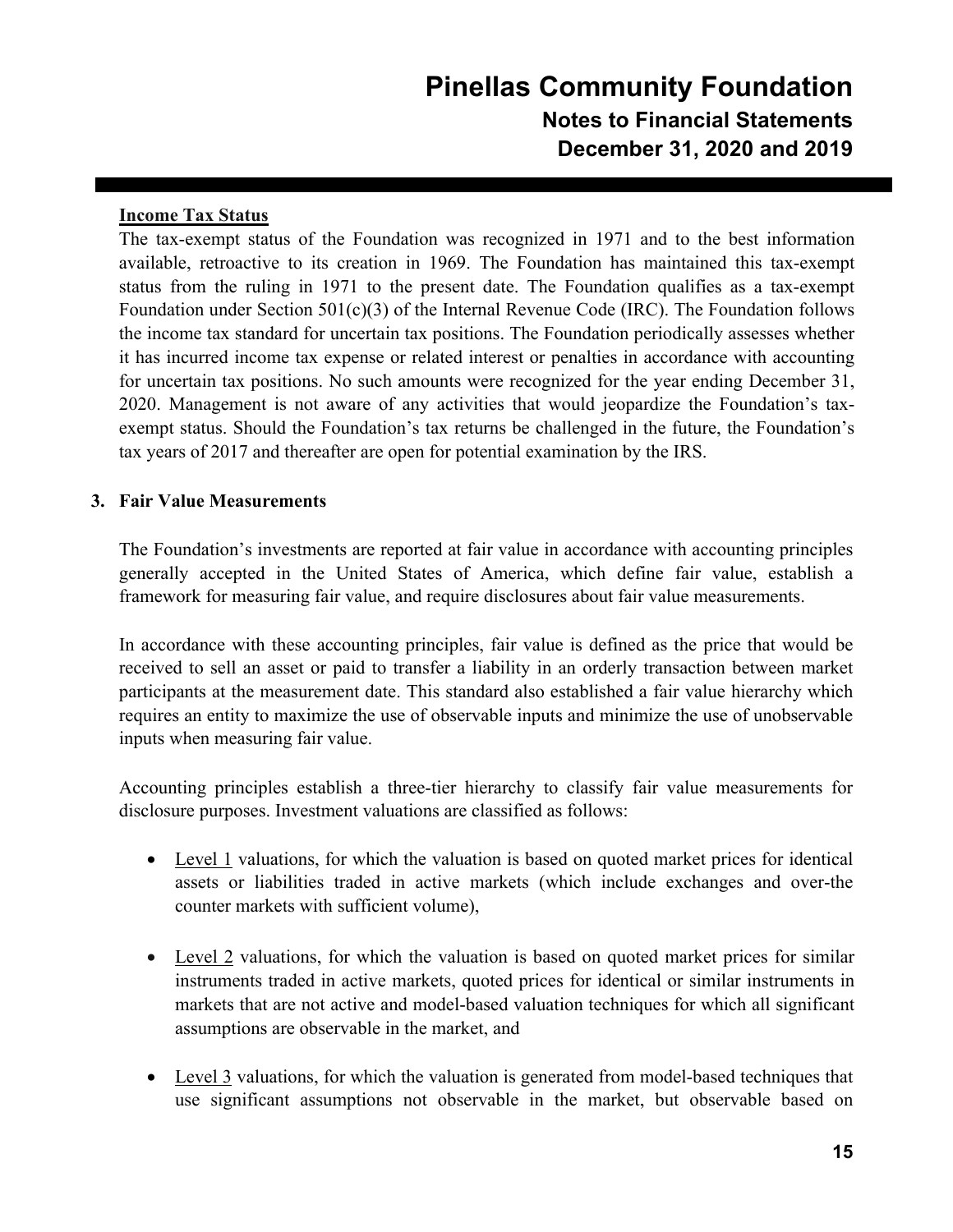**Income Tax Status**

The tax-exempt status of the Foundation was recognized in 1971 and to the best information available, retroactive to its creation in 1969. The Foundation has maintained this tax-exempt status from the ruling in 1971 to the present date. The Foundation qualifies as a tax-exempt Foundation under Section 501(c)(3) of the Internal Revenue Code (IRC). The Foundation follows the income tax standard for uncertain tax positions. The Foundation periodically assesses whether it has incurred income tax expense or related interest or penalties in accordance with accounting for uncertain tax positions. No such amounts were recognized for the year ending December 31, 2020. Management is not aware of any activities that would jeopardize the Foundation's tax-exempt status. Should the Foundation's tax returns be challenged in the future, the Foundation's tax years of 2017 and thereafter are open for potential examination by the IRS.

## 3. Fair Value Measurements

The Foundation's investments are reported at fair value in accordance with accounting principles generally accepted in the United States of America, which define fair value, establish a framework for measuring fair value, and require disclosures about fair value measurements.

In accordance with these accounting principles, fair value is defined as the price that would be received to sell an asset or paid to transfer a liability in an orderly transaction between market participants at the measurement date. This standard also established a fair value hierarchy which requires an entity to maximize the use of observable inputs and minimize the use of unobservable inputs when measuring fair value.

Accounting principles establish a three-tier hierarchy to classify fair value measurements for disclosure purposes. Investment valuations are classified as follows:

- Level 1 valuations, for which the valuation is based on quoted market prices for identical assets or liabilities traded in active markets (which include exchanges and over-the counter markets with sufficient volume),

- Level 2 valuations, for which the valuation is based on quoted market prices for similar instruments traded in active markets, quoted prices for identical or similar instruments in markets that are not active and model-based valuation techniques for which all significant assumptions are observable in the market, and

- Level 3 valuations, for which the valuation is generated from model-based techniques that use significant assumptions not observable in the market, but observable based on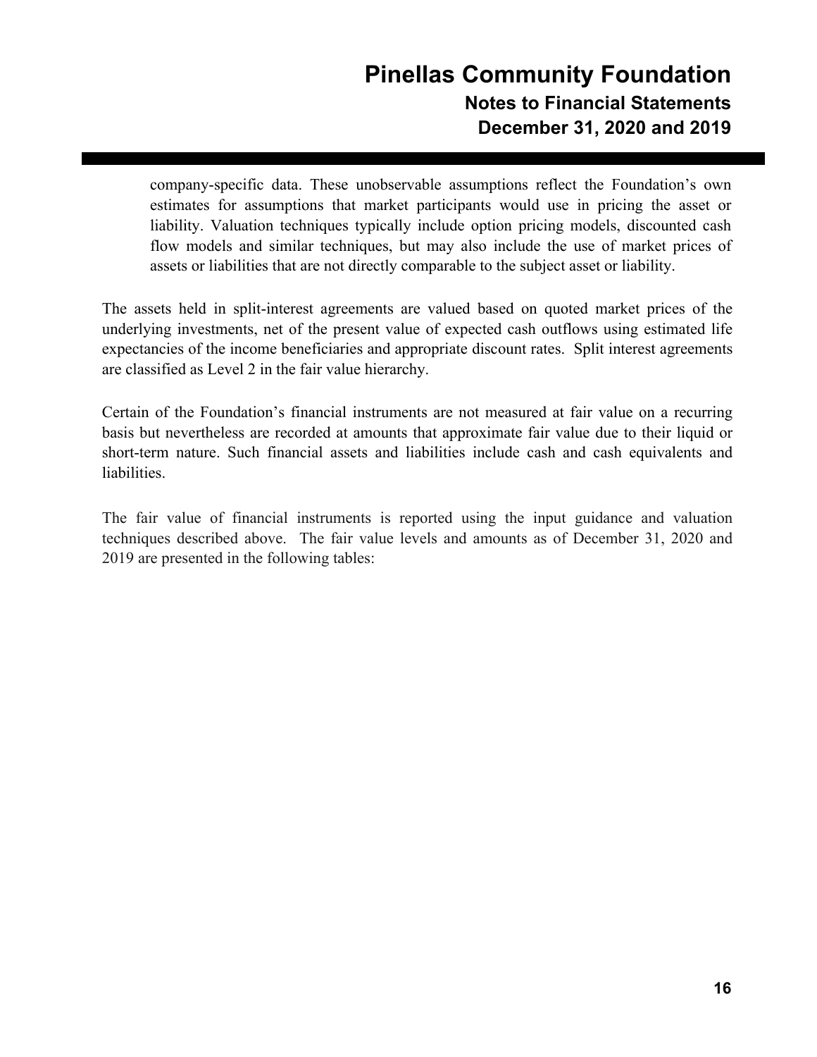company-specific data. These unobservable assumptions reflect the Foundation's own estimates for assumptions that market participants would use in pricing the asset or liability. Valuation techniques typically include option pricing models, discounted cash flow models and similar techniques, but may also include the use of market prices of assets or liabilities that are not directly comparable to the subject asset or liability.

The assets held in split-interest agreements are valued based on quoted market prices of the underlying investments, net of the present value of expected cash outflows using estimated life expectancies of the income beneficiaries and appropriate discount rates. Split interest agreements are classified as Level 2 in the fair value hierarchy.

Certain of the Foundation's financial instruments are not measured at fair value on a recurring basis but nevertheless are recorded at amounts that approximate fair value due to their liquid or short-term nature. Such financial assets and liabilities include cash and cash equivalents and liabilities.

The fair value of financial instruments is reported using the input guidance and valuation techniques described above. The fair value levels and amounts as of December 31, 2020 and 2019 are presented in the following tables: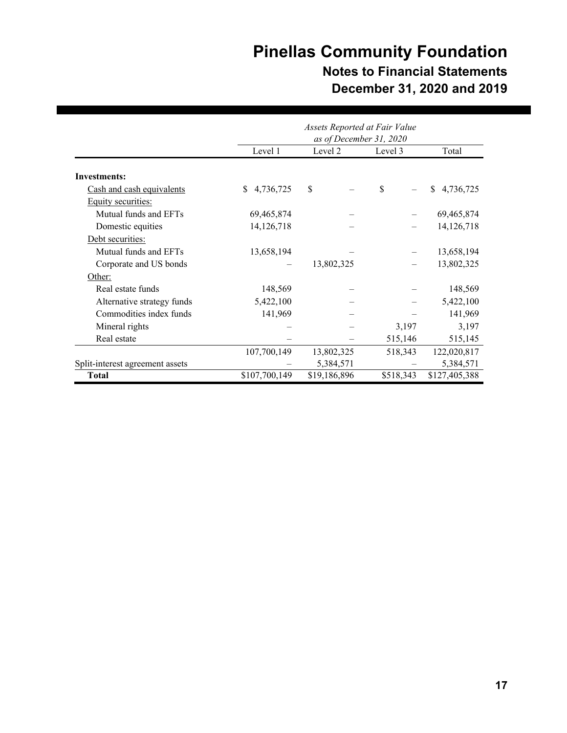| | *Assets Reported at Fair Value as of December 31, 2020* | | | |
|---|---|---|---|---|
| | Level 1 | Level 2 | Level 3 | Total |
| **Investments:** | | | | |
| Cash and cash equivalents | $ 4,736,725 | $ – | $ – | $ 4,736,725 |
| Equity securities: | | | | |
| Mutual funds and EFTs | 69,465,874 | – | – | 69,465,874 |
| Domestic equities | 14,126,718 | – | – | 14,126,718 |
| Debt securities: | | | | |
| Mutual funds and EFTs | 13,658,194 | – | – | 13,658,194 |
| Corporate and US bonds | – | 13,802,325 | – | 13,802,325 |
| Other: | | | | |
| Real estate funds | 148,569 | – | – | 148,569 |
| Alternative strategy funds | 5,422,100 | – | – | 5,422,100 |
| Commodities index funds | 141,969 | – | – | 141,969 |
| Mineral rights | – | – | 3,197 | 3,197 |
| Real estate | – | – | 515,146 | 515,145 |
| | 107,700,149 | 13,802,325 | 518,343 | 122,020,817 |
| Split-interest agreement assets | – | 5,384,571 | – | 5,384,571 |
| **Total** | $107,700,149 | $19,186,896 | $518,343 | $127,405,388 |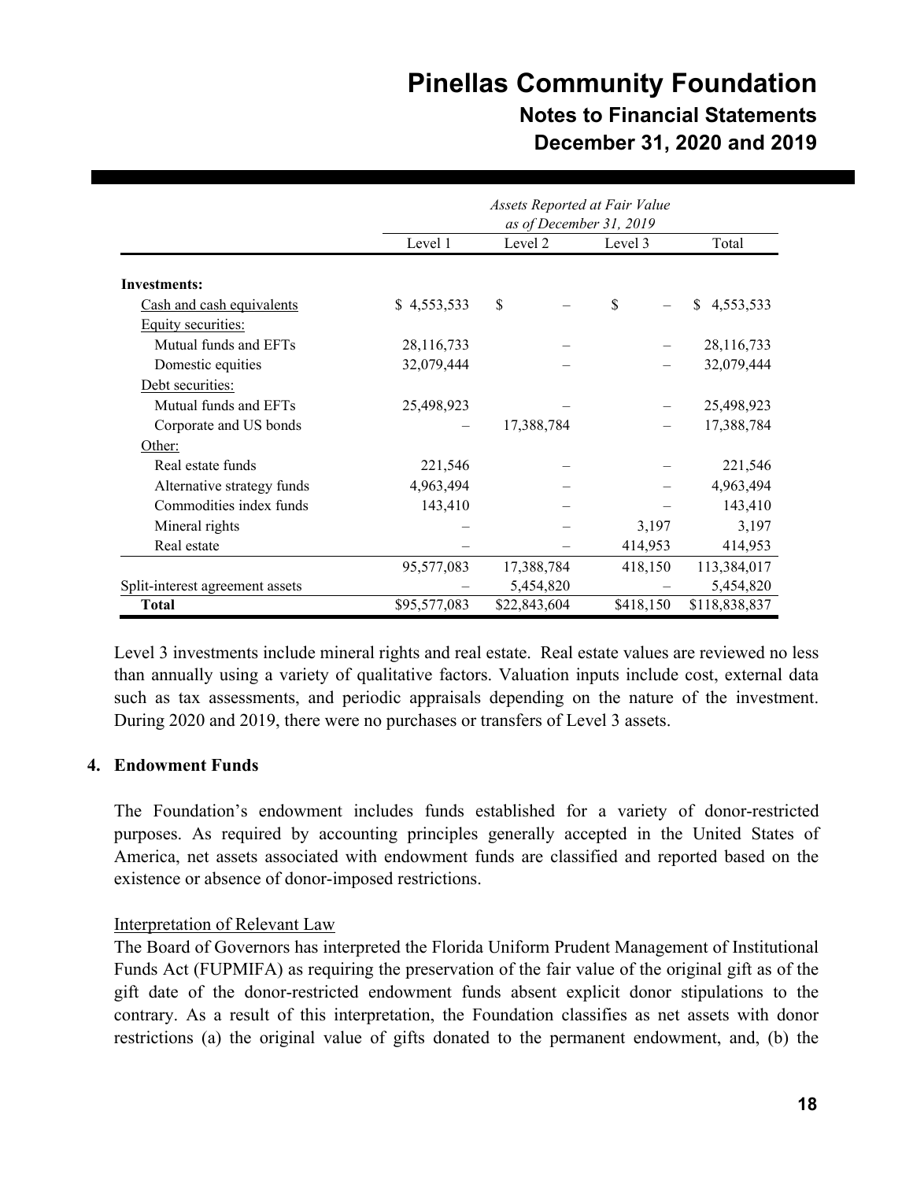| | *Assets Reported at Fair Value as of December 31, 2019* | | | |
|---|---|---|---|---|
| | Level 1 | Level 2 | Level 3 | Total |
| **Investments:** | | | | |
| Cash and cash equivalents | $ 4,553,533 | $ – | $ – | $ 4,553,533 |
| Equity securities: | | | | |
| Mutual funds and EFTs | 28,116,733 | – | – | 28,116,733 |
| Domestic equities | 32,079,444 | – | – | 32,079,444 |
| Debt securities: | | | | |
| Mutual funds and EFTs | 25,498,923 | – | – | 25,498,923 |
| Corporate and US bonds | – | 17,388,784 | – | 17,388,784 |
| Other: | | | | |
| Real estate funds | 221,546 | – | – | 221,546 |
| Alternative strategy funds | 4,963,494 | – | – | 4,963,494 |
| Commodities index funds | 143,410 | – | – | 143,410 |
| Mineral rights | – | – | 3,197 | 3,197 |
| Real estate | – | – | 414,953 | 414,953 |
| | 95,577,083 | 17,388,784 | 418,150 | 113,384,017 |
| Split-interest agreement assets | – | 5,454,820 | – | 5,454,820 |
| **Total** | $95,577,083 | $22,843,604 | $418,150 | $118,838,837 |

Level 3 investments include mineral rights and real estate. Real estate values are reviewed no less than annually using a variety of qualitative factors. Valuation inputs include cost, external data such as tax assessments, and periodic appraisals depending on the nature of the investment. During 2020 and 2019, there were no purchases or transfers of Level 3 assets.

## 4. Endowment Funds

The Foundation's endowment includes funds established for a variety of donor-restricted purposes. As required by accounting principles generally accepted in the United States of America, net assets associated with endowment funds are classified and reported based on the existence or absence of donor-imposed restrictions.

Interpretation of Relevant Law

The Board of Governors has interpreted the Florida Uniform Prudent Management of Institutional Funds Act (FUPMIFA) as requiring the preservation of the fair value of the original gift as of the gift date of the donor-restricted endowment funds absent explicit donor stipulations to the contrary. As a result of this interpretation, the Foundation classifies as net assets with donor restrictions (a) the original value of gifts donated to the permanent endowment, and, (b) the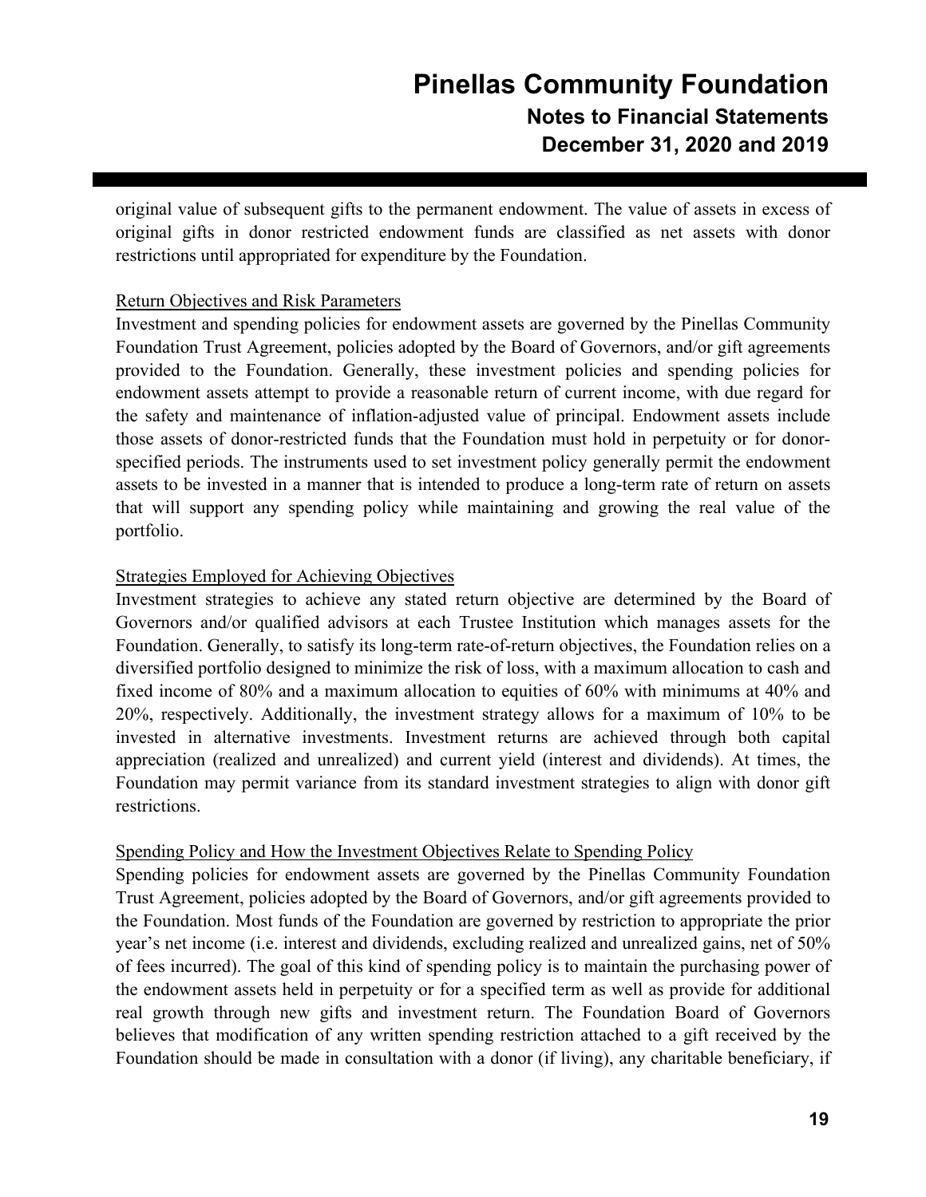original value of subsequent gifts to the permanent endowment. The value of assets in excess of original gifts in donor restricted endowment funds are classified as net assets with donor restrictions until appropriated for expenditure by the Foundation.

Return Objectives and Risk Parameters

Investment and spending policies for endowment assets are governed by the Pinellas Community Foundation Trust Agreement, policies adopted by the Board of Governors, and/or gift agreements provided to the Foundation. Generally, these investment policies and spending policies for endowment assets attempt to provide a reasonable return of current income, with due regard for the safety and maintenance of inflation-adjusted value of principal. Endowment assets include those assets of donor-restricted funds that the Foundation must hold in perpetuity or for donor-specified periods. The instruments used to set investment policy generally permit the endowment assets to be invested in a manner that is intended to produce a long-term rate of return on assets that will support any spending policy while maintaining and growing the real value of the portfolio.

Strategies Employed for Achieving Objectives

Investment strategies to achieve any stated return objective are determined by the Board of Governors and/or qualified advisors at each Trustee Institution which manages assets for the Foundation. Generally, to satisfy its long-term rate-of-return objectives, the Foundation relies on a diversified portfolio designed to minimize the risk of loss, with a maximum allocation to cash and fixed income of 80% and a maximum allocation to equities of 60% with minimums at 40% and 20%, respectively. Additionally, the investment strategy allows for a maximum of 10% to be invested in alternative investments. Investment returns are achieved through both capital appreciation (realized and unrealized) and current yield (interest and dividends). At times, the Foundation may permit variance from its standard investment strategies to align with donor gift restrictions.

Spending Policy and How the Investment Objectives Relate to Spending Policy

Spending policies for endowment assets are governed by the Pinellas Community Foundation Trust Agreement, policies adopted by the Board of Governors, and/or gift agreements provided to the Foundation. Most funds of the Foundation are governed by restriction to appropriate the prior year's net income (i.e. interest and dividends, excluding realized and unrealized gains, net of 50% of fees incurred). The goal of this kind of spending policy is to maintain the purchasing power of the endowment assets held in perpetuity or for a specified term as well as provide for additional real growth through new gifts and investment return. The Foundation Board of Governors believes that modification of any written spending restriction attached to a gift received by the Foundation should be made in consultation with a donor (if living), any charitable beneficiary, if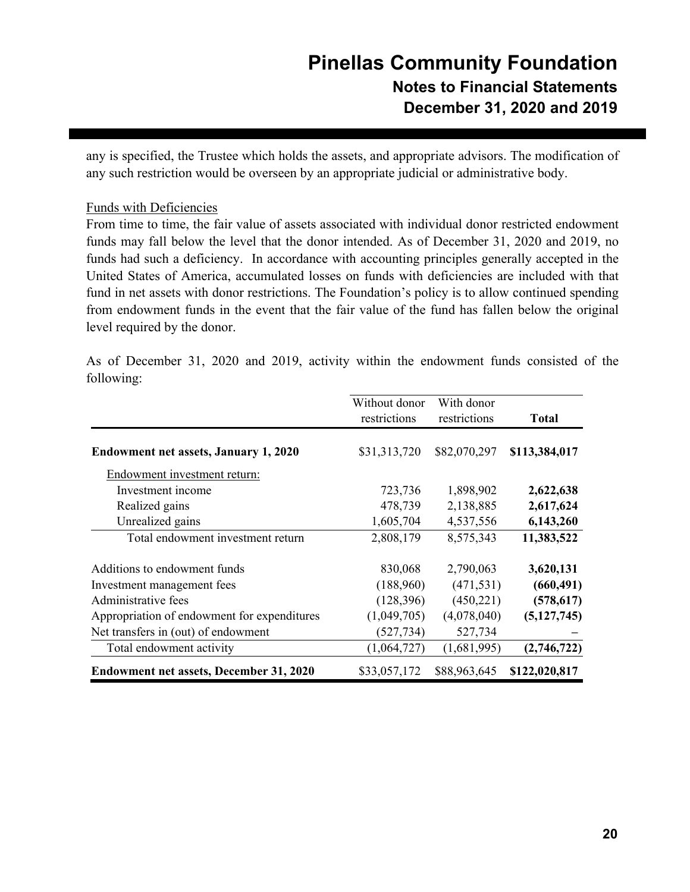any is specified, the Trustee which holds the assets, and appropriate advisors. The modification of any such restriction would be overseen by an appropriate judicial or administrative body.

Funds with Deficiencies

From time to time, the fair value of assets associated with individual donor restricted endowment funds may fall below the level that the donor intended. As of December 31, 2020 and 2019, no funds had such a deficiency. In accordance with accounting principles generally accepted in the United States of America, accumulated losses on funds with deficiencies are included with that fund in net assets with donor restrictions. The Foundation's policy is to allow continued spending from endowment funds in the event that the fair value of the fund has fallen below the original level required by the donor.

As of December 31, 2020 and 2019, activity within the endowment funds consisted of the following:

| | Without donor restrictions | With donor restrictions | **Total** |
|---|---|---|---|
| **Endowment net assets, January 1, 2020** | $31,313,720 | $82,070,297 | **$113,384,017** |
| Endowment investment return: | | | |
| Investment income | 723,736 | 1,898,902 | **2,622,638** |
| Realized gains | 478,739 | 2,138,885 | **2,617,624** |
| Unrealized gains | 1,605,704 | 4,537,556 | **6,143,260** |
| Total endowment investment return | 2,808,179 | 8,575,343 | **11,383,522** |
| Additions to endowment funds | 830,068 | 2,790,063 | **3,620,131** |
| Investment management fees | (188,960) | (471,531) | **(660,491)** |
| Administrative fees | (128,396) | (450,221) | **(578,617)** |
| Appropriation of endowment for expenditures | (1,049,705) | (4,078,040) | **(5,127,745)** |
| Net transfers in (out) of endowment | (527,734) | 527,734 | **–** |
| Total endowment activity | (1,064,727) | (1,681,995) | **(2,746,722)** |
| **Endowment net assets, December 31, 2020** | $33,057,172 | $88,963,645 | **$122,020,817** |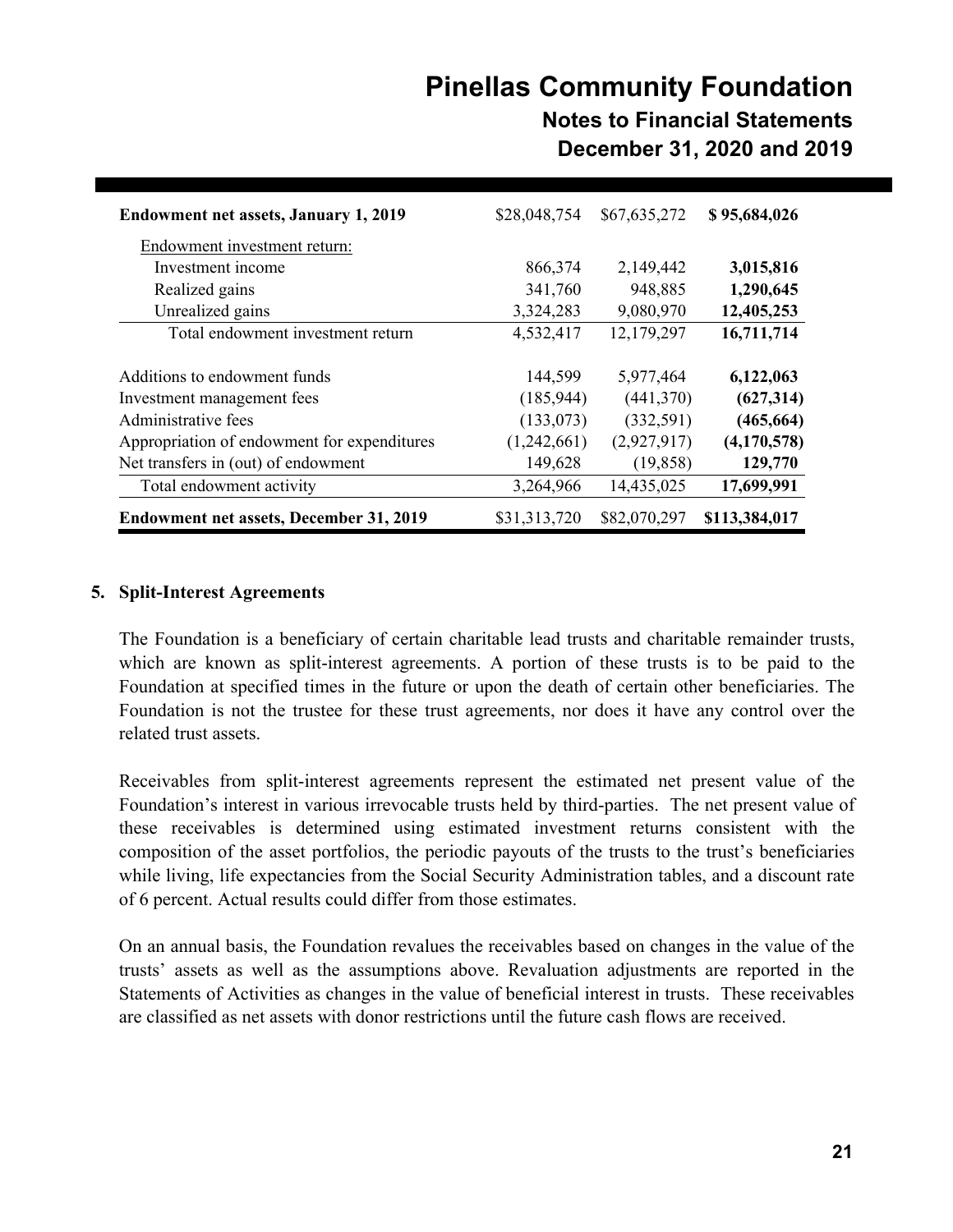| | | | |
|---|---|---|---|
| **Endowment net assets, January 1, 2019** | $28,048,754 | $67,635,272 | **$ 95,684,026** |
| Endowment investment return: | | | |
| Investment income | 866,374 | 2,149,442 | **3,015,816** |
| Realized gains | 341,760 | 948,885 | **1,290,645** |
| Unrealized gains | 3,324,283 | 9,080,970 | **12,405,253** |
| Total endowment investment return | 4,532,417 | 12,179,297 | **16,711,714** |
| Additions to endowment funds | 144,599 | 5,977,464 | **6,122,063** |
| Investment management fees | (185,944) | (441,370) | **(627,314)** |
| Administrative fees | (133,073) | (332,591) | **(465,664)** |
| Appropriation of endowment for expenditures | (1,242,661) | (2,927,917) | **(4,170,578)** |
| Net transfers in (out) of endowment | 149,628 | (19,858) | **129,770** |
| Total endowment activity | 3,264,966 | 14,435,025 | **17,699,991** |
| **Endowment net assets, December 31, 2019** | $31,313,720 | $82,070,297 | **$113,384,017** |

## 5. Split-Interest Agreements

The Foundation is a beneficiary of certain charitable lead trusts and charitable remainder trusts, which are known as split-interest agreements. A portion of these trusts is to be paid to the Foundation at specified times in the future or upon the death of certain other beneficiaries. The Foundation is not the trustee for these trust agreements, nor does it have any control over the related trust assets.

Receivables from split-interest agreements represent the estimated net present value of the Foundation's interest in various irrevocable trusts held by third-parties. The net present value of these receivables is determined using estimated investment returns consistent with the composition of the asset portfolios, the periodic payouts of the trusts to the trust's beneficiaries while living, life expectancies from the Social Security Administration tables, and a discount rate of 6 percent. Actual results could differ from those estimates.

On an annual basis, the Foundation revalues the receivables based on changes in the value of the trusts' assets as well as the assumptions above. Revaluation adjustments are reported in the Statements of Activities as changes in the value of beneficial interest in trusts. These receivables are classified as net assets with donor restrictions until the future cash flows are received.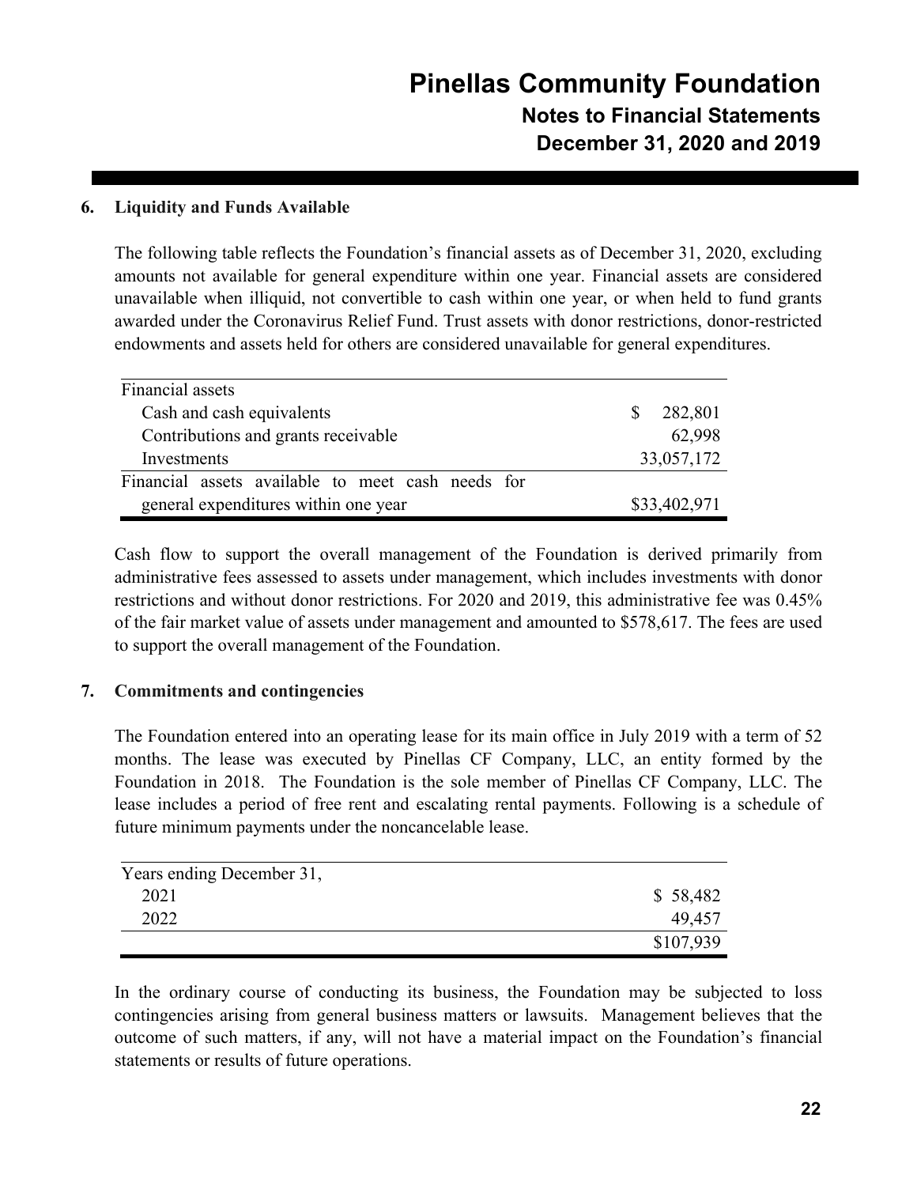## 6. Liquidity and Funds Available

The following table reflects the Foundation's financial assets as of December 31, 2020, excluding amounts not available for general expenditure within one year. Financial assets are considered unavailable when illiquid, not convertible to cash within one year, or when held to fund grants awarded under the Coronavirus Relief Fund. Trust assets with donor restrictions, donor-restricted endowments and assets held for others are considered unavailable for general expenditures.

| | |
|---|---|
| Financial assets | |
| Cash and cash equivalents | $ 282,801 |
| Contributions and grants receivable | 62,998 |
| Investments | 33,057,172 |
| Financial assets available to meet cash needs for general expenditures within one year | $33,402,971 |

Cash flow to support the overall management of the Foundation is derived primarily from administrative fees assessed to assets under management, which includes investments with donor restrictions and without donor restrictions. For 2020 and 2019, this administrative fee was 0.45% of the fair market value of assets under management and amounted to $578,617. The fees are used to support the overall management of the Foundation.

## 7. Commitments and contingencies

The Foundation entered into an operating lease for its main office in July 2019 with a term of 52 months. The lease was executed by Pinellas CF Company, LLC, an entity formed by the Foundation in 2018. The Foundation is the sole member of Pinellas CF Company, LLC. The lease includes a period of free rent and escalating rental payments. Following is a schedule of future minimum payments under the noncancelable lease.

| | |
|---|---|
| Years ending December 31, | |
| 2021 | $ 58,482 |
| 2022 | 49,457 |
| | $107,939 |

In the ordinary course of conducting its business, the Foundation may be subjected to loss contingencies arising from general business matters or lawsuits. Management believes that the outcome of such matters, if any, will not have a material impact on the Foundation's financial statements or results of future operations.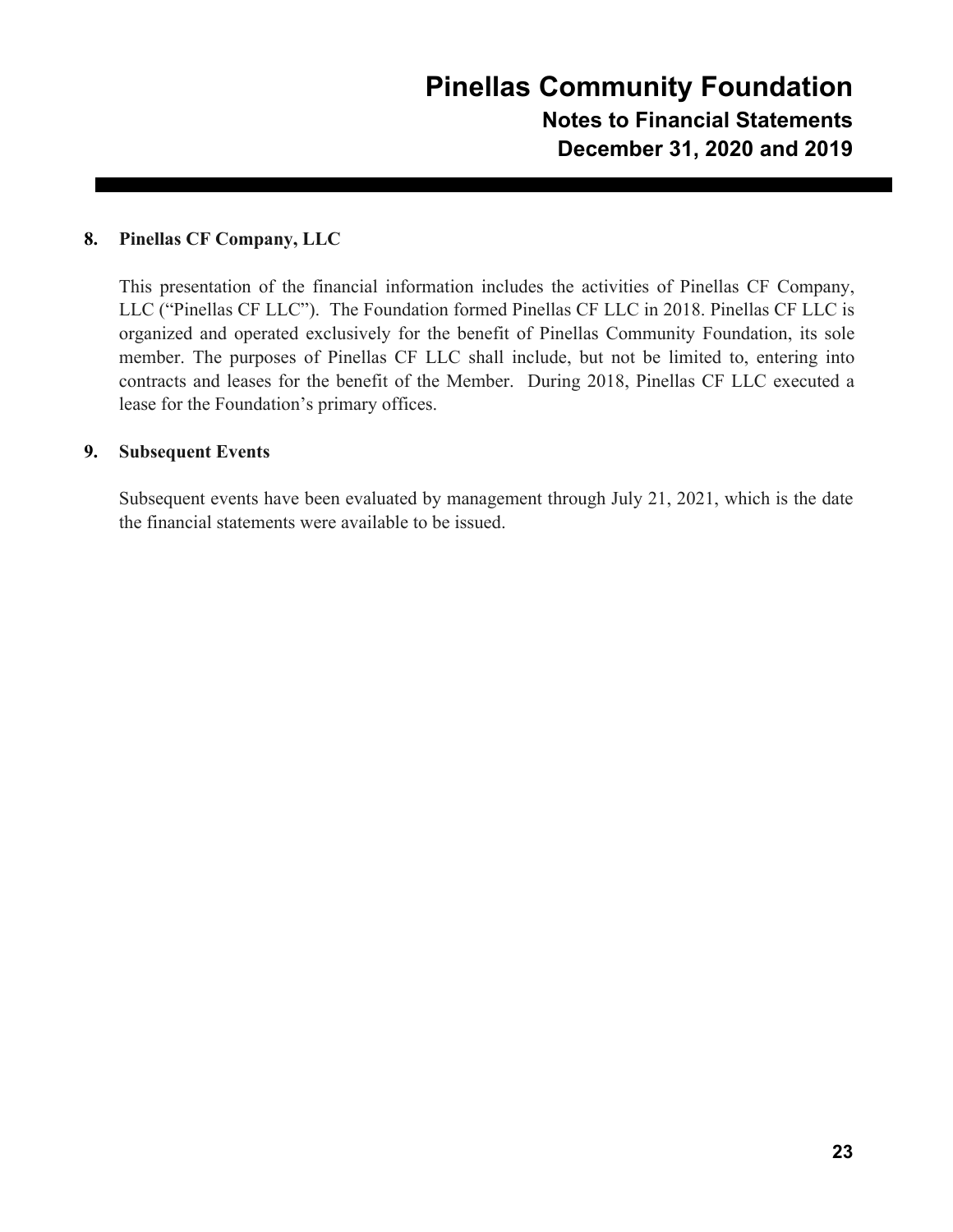## 8. Pinellas CF Company, LLC

This presentation of the financial information includes the activities of Pinellas CF Company, LLC ("Pinellas CF LLC"). The Foundation formed Pinellas CF LLC in 2018. Pinellas CF LLC is organized and operated exclusively for the benefit of Pinellas Community Foundation, its sole member. The purposes of Pinellas CF LLC shall include, but not be limited to, entering into contracts and leases for the benefit of the Member. During 2018, Pinellas CF LLC executed a lease for the Foundation's primary offices.

## 9. Subsequent Events

Subsequent events have been evaluated by management through July 21, 2021, which is the date the financial statements were available to be issued.